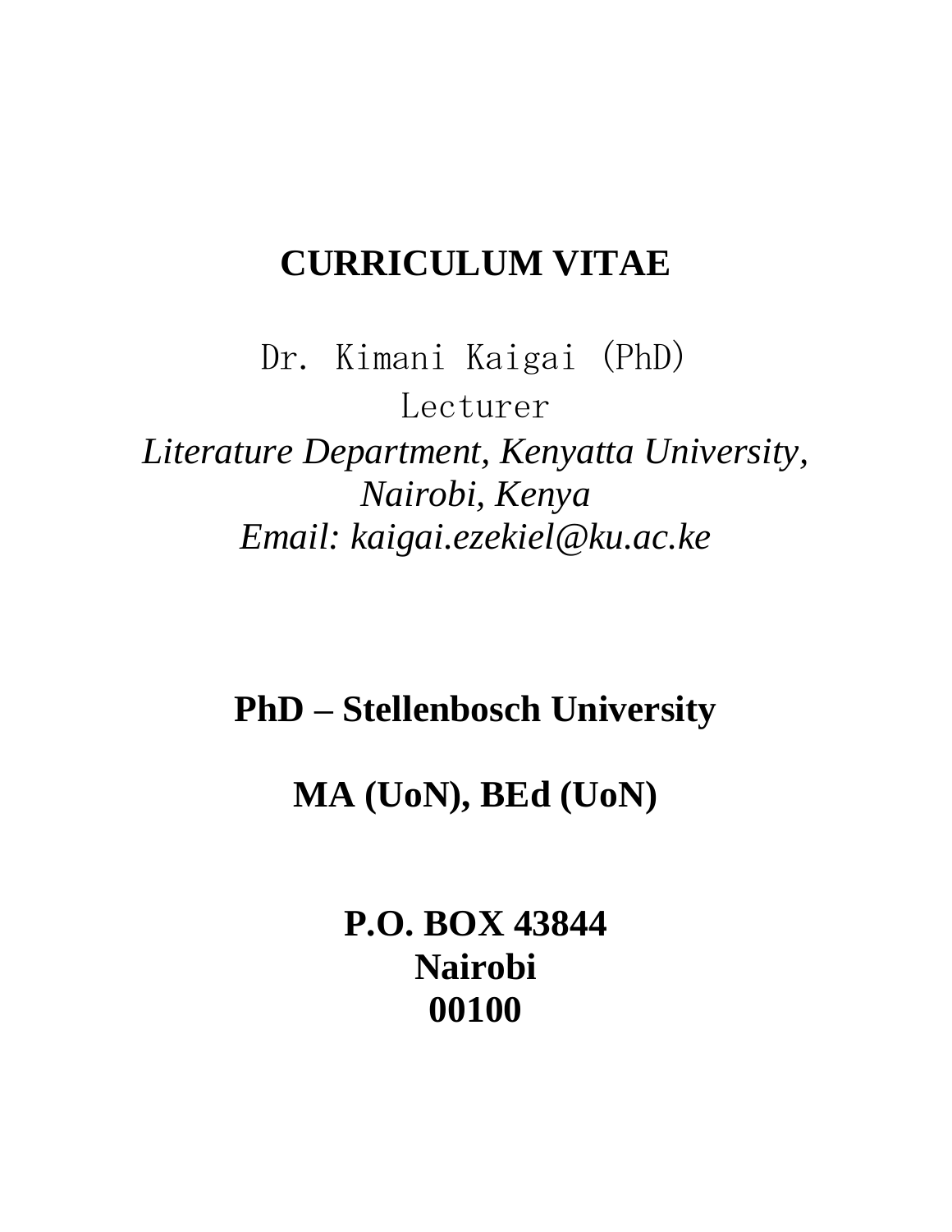# CURRICULUM VITAE

Dr. Kimani Kaigai (PhD)

Lecturer

*Literature Department, Kenyatta University,*
*Nairobi, Kenya*
*Email: kaigai.ezekiel@ku.ac.ke*

**PhD – Stellenbosch University**

**MA (UoN), BEd (UoN)**

**P.O. BOX 43844**
**Nairobi**
**00100**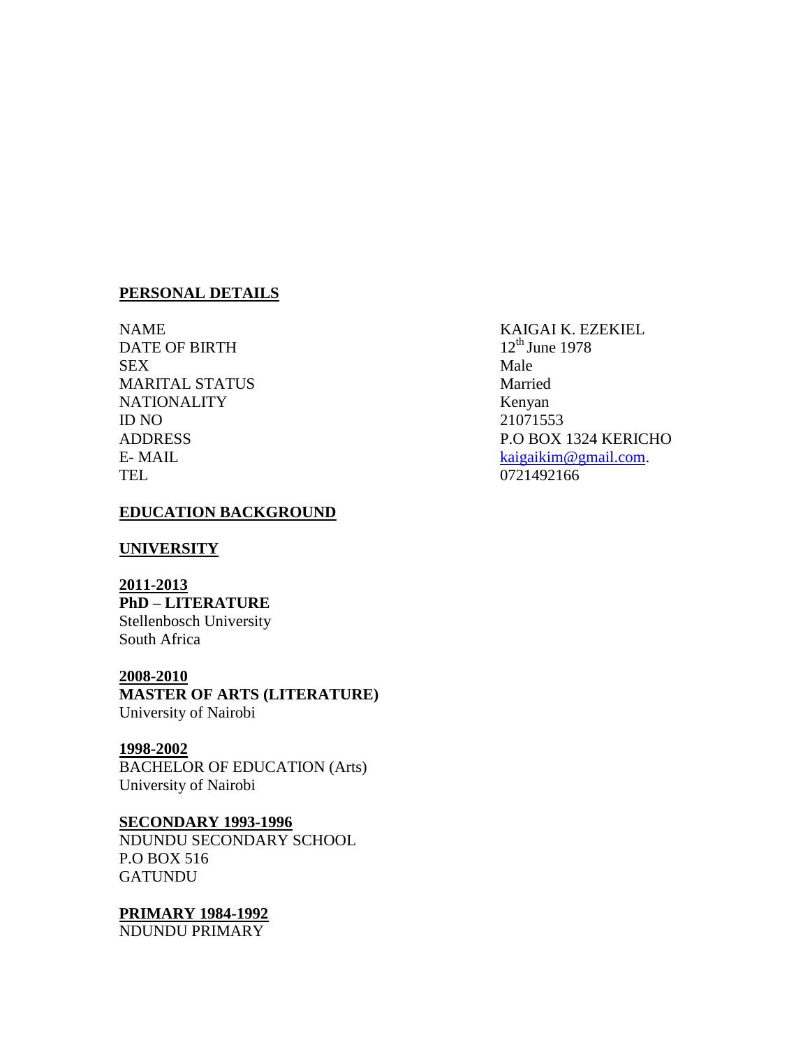## PERSONAL DETAILS

| | |
|---|---|
| NAME | KAIGAI K. EZEKIEL |
| DATE OF BIRTH | 12th June 1978 |
| SEX | Male |
| MARITAL STATUS | Married |
| NATIONALITY | Kenyan |
| ID NO | 21071553 |
| ADDRESS | P.O BOX 1324 KERICHO |
| E- MAIL | kaigaikim@gmail.com. |
| TEL | 0721492166 |

## EDUCATION BACKGROUND

### UNIVERSITY

**2011-2013**
**PhD – LITERATURE**
Stellenbosch University
South Africa

**2008-2010**
**MASTER OF ARTS (LITERATURE)**
University of Nairobi

**1998-2002**
BACHELOR OF EDUCATION (Arts)
University of Nairobi

**SECONDARY 1993-1996**
NDUNDU SECONDARY SCHOOL
P.O BOX 516
GATUNDU

**PRIMARY 1984-1992**
NDUNDU PRIMARY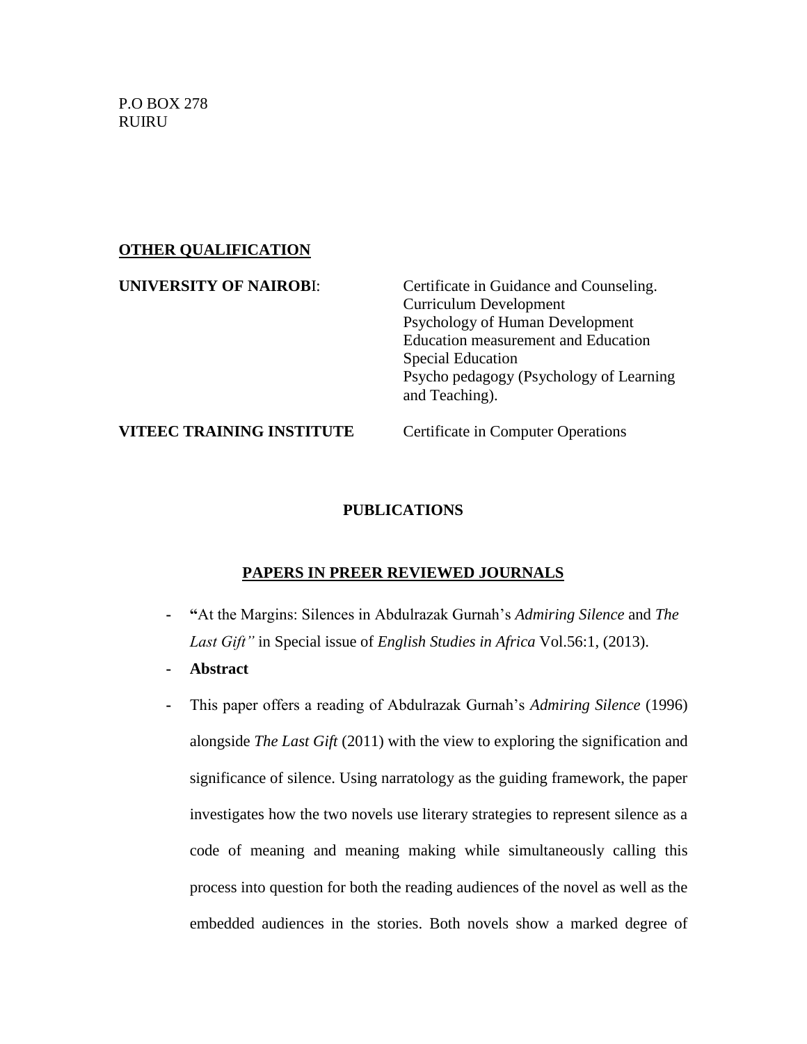P.O BOX 278
RUIRU

**OTHER QUALIFICATION**

| | |
|---|---|
| **UNIVERSITY OF NAIROBI**: | Certificate in Guidance and Counseling.<br>Curriculum Development<br>Psychology of Human Development<br>Education measurement and Education<br>Special Education<br>Psycho pedagogy (Psychology of Learning and Teaching). |
| **VITEEC TRAINING INSTITUTE** | Certificate in Computer Operations |

## PUBLICATIONS

### PAPERS IN PREER REVIEWED JOURNALS

- **"**At the Margins: Silences in Abdulrazak Gurnah's *Admiring Silence* and *The Last Gift"* in Special issue of *English Studies in Africa* Vol.56:1, (2013).
- **Abstract**
- This paper offers a reading of Abdulrazak Gurnah's *Admiring Silence* (1996) alongside *The Last Gift* (2011) with the view to exploring the signification and significance of silence. Using narratology as the guiding framework, the paper investigates how the two novels use literary strategies to represent silence as a code of meaning and meaning making while simultaneously calling this process into question for both the reading audiences of the novel as well as the embedded audiences in the stories. Both novels show a marked degree of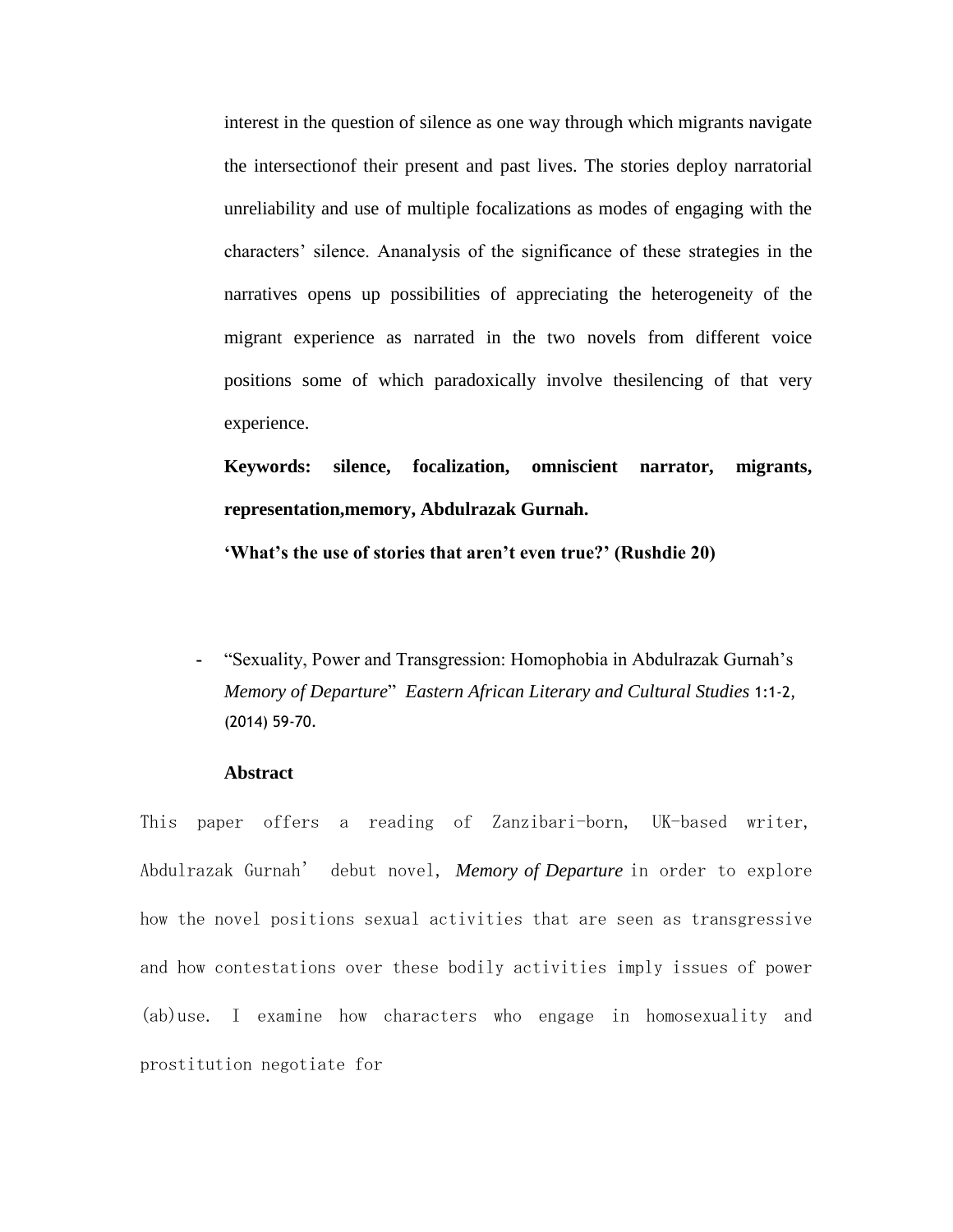interest in the question of silence as one way through which migrants navigate the intersectionof their present and past lives. The stories deploy narratorial unreliability and use of multiple focalizations as modes of engaging with the characters' silence. Ananalysis of the significance of these strategies in the narratives opens up possibilities of appreciating the heterogeneity of the migrant experience as narrated in the two novels from different voice positions some of which paradoxically involve thesilencing of that very experience.

**Keywords: silence, focalization, omniscient narrator, migrants, representation,memory, Abdulrazak Gurnah.**

**'What's the use of stories that aren't even true?' (Rushdie 20)**

- "Sexuality, Power and Transgression: Homophobia in Abdulrazak Gurnah's *Memory of Departure*" *Eastern African Literary and Cultural Studies* 1:1-2, (2014) 59-70.

**Abstract**

This paper offers a reading of Zanzibari-born, UK-based writer, Abdulrazak Gurnah' debut novel, *Memory of Departure* in order to explore how the novel positions sexual activities that are seen as transgressive and how contestations over these bodily activities imply issues of power (ab)use. I examine how characters who engage in homosexuality and prostitution negotiate for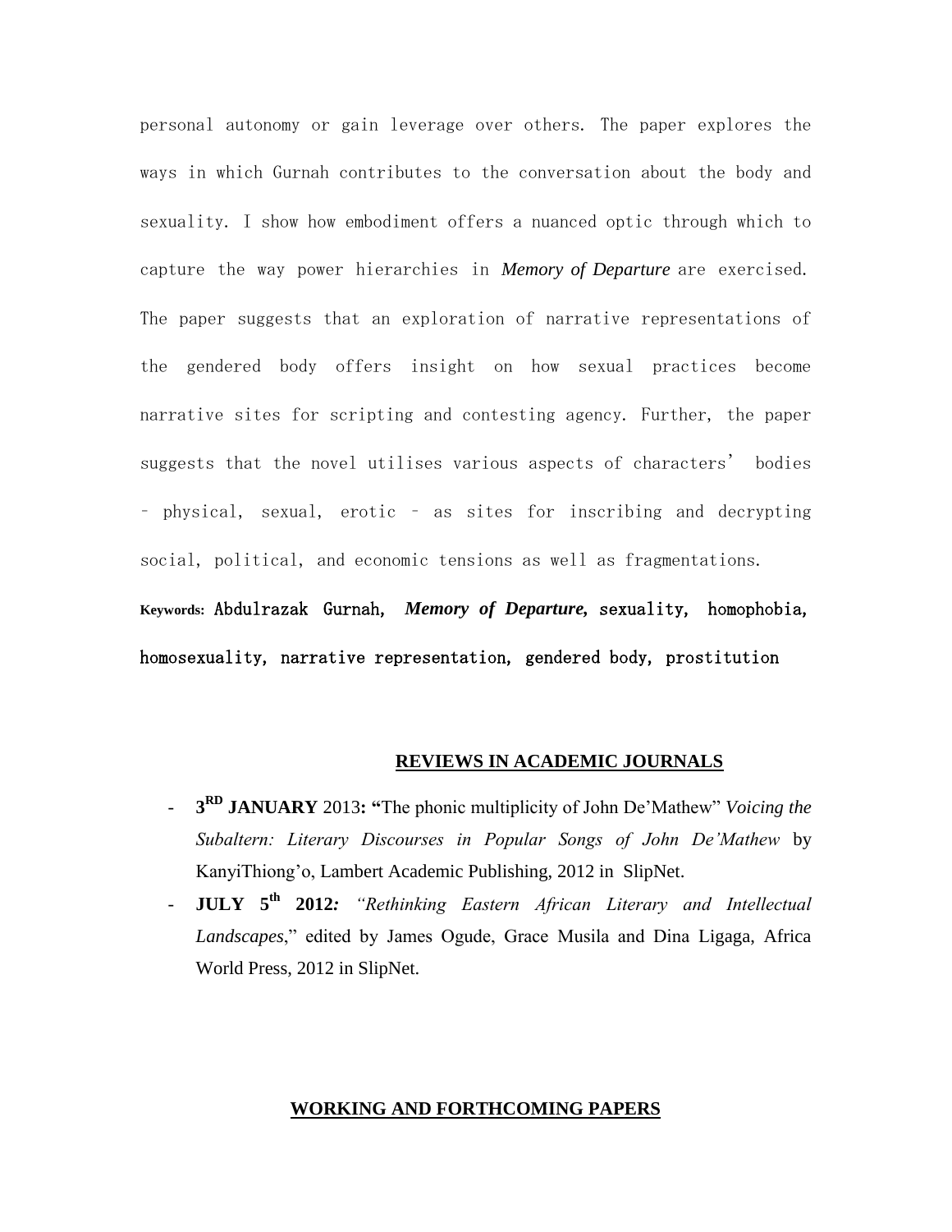personal autonomy or gain leverage over others. The paper explores the ways in which Gurnah contributes to the conversation about the body and sexuality. I show how embodiment offers a nuanced optic through which to capture the way power hierarchies in ***Memory of Departure*** are exercised. The paper suggests that an exploration of narrative representations of the gendered body offers insight on how sexual practices become narrative sites for scripting and contesting agency. Further, the paper suggests that the novel utilises various aspects of characters' bodies – physical, sexual, erotic – as sites for inscribing and decrypting social, political, and economic tensions as well as fragmentations.

**Keywords:** Abdulrazak Gurnah, ***Memory of Departure***, sexuality, homophobia, homosexuality, narrative representation, gendered body, prostitution

## REVIEWS IN ACADEMIC JOURNALS

- **3RD JANUARY** 2013: **"**The phonic multiplicity of John De'Mathew" *Voicing the Subaltern: Literary Discourses in Popular Songs of John De'Mathew* by KanyiThiong'o, Lambert Academic Publishing, 2012 in SlipNet.
- **JULY 5th 2012***: "Rethinking Eastern African Literary and Intellectual Landscapes*," edited by James Ogude, Grace Musila and Dina Ligaga, Africa World Press, 2012 in SlipNet.

## WORKING AND FORTHCOMING PAPERS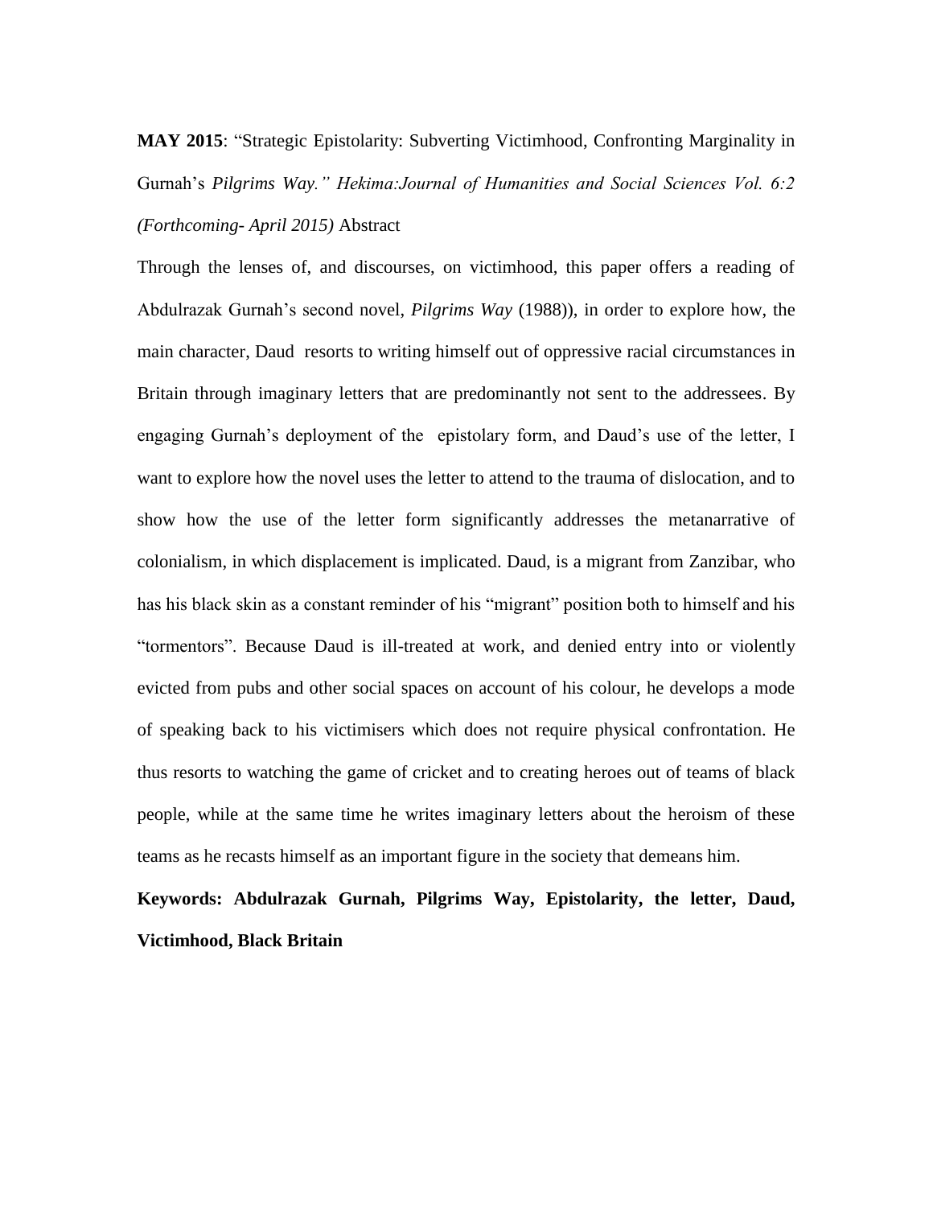**MAY 2015**: "Strategic Epistolarity: Subverting Victimhood, Confronting Marginality in Gurnah's *Pilgrims Way." Hekima:Journal of Humanities and Social Sciences Vol. 6:2 (Forthcoming- April 2015)* Abstract

Through the lenses of, and discourses, on victimhood, this paper offers a reading of Abdulrazak Gurnah's second novel, *Pilgrims Way* (1988)), in order to explore how, the main character, Daud resorts to writing himself out of oppressive racial circumstances in Britain through imaginary letters that are predominantly not sent to the addressees. By engaging Gurnah's deployment of the epistolary form, and Daud's use of the letter, I want to explore how the novel uses the letter to attend to the trauma of dislocation, and to show how the use of the letter form significantly addresses the metanarrative of colonialism, in which displacement is implicated. Daud, is a migrant from Zanzibar, who has his black skin as a constant reminder of his "migrant" position both to himself and his "tormentors". Because Daud is ill-treated at work, and denied entry into or violently evicted from pubs and other social spaces on account of his colour, he develops a mode of speaking back to his victimisers which does not require physical confrontation. He thus resorts to watching the game of cricket and to creating heroes out of teams of black people, while at the same time he writes imaginary letters about the heroism of these teams as he recasts himself as an important figure in the society that demeans him.

**Keywords: Abdulrazak Gurnah, Pilgrims Way, Epistolarity, the letter, Daud, Victimhood, Black Britain**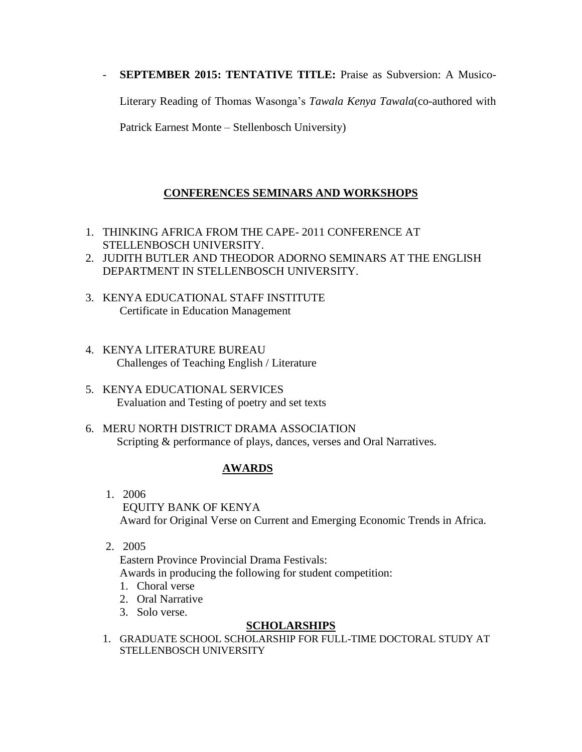- **SEPTEMBER 2015: TENTATIVE TITLE:** Praise as Subversion: A Musico-Literary Reading of Thomas Wasonga's *Tawala Kenya Tawala*(co-authored with Patrick Earnest Monte – Stellenbosch University)

## CONFERENCES SEMINARS AND WORKSHOPS

1. THINKING AFRICA FROM THE CAPE- 2011 CONFERENCE AT STELLENBOSCH UNIVERSITY.
2. JUDITH BUTLER AND THEODOR ADORNO SEMINARS AT THE ENGLISH DEPARTMENT IN STELLENBOSCH UNIVERSITY.
3. KENYA EDUCATIONAL STAFF INSTITUTE
   Certificate in Education Management
4. KENYA LITERATURE BUREAU
   Challenges of Teaching English / Literature
5. KENYA EDUCATIONAL SERVICES
   Evaluation and Testing of poetry and set texts
6. MERU NORTH DISTRICT DRAMA ASSOCIATION
   Scripting & performance of plays, dances, verses and Oral Narratives.

## AWARDS

1. 2006
   EQUITY BANK OF KENYA
   Award for Original Verse on Current and Emerging Economic Trends in Africa.
2. 2005
   Eastern Province Provincial Drama Festivals:
   Awards in producing the following for student competition:
   1. Choral verse
   2. Oral Narrative
   3. Solo verse.

## SCHOLARSHIPS

1. GRADUATE SCHOOL SCHOLARSHIP FOR FULL-TIME DOCTORAL STUDY AT STELLENBOSCH UNIVERSITY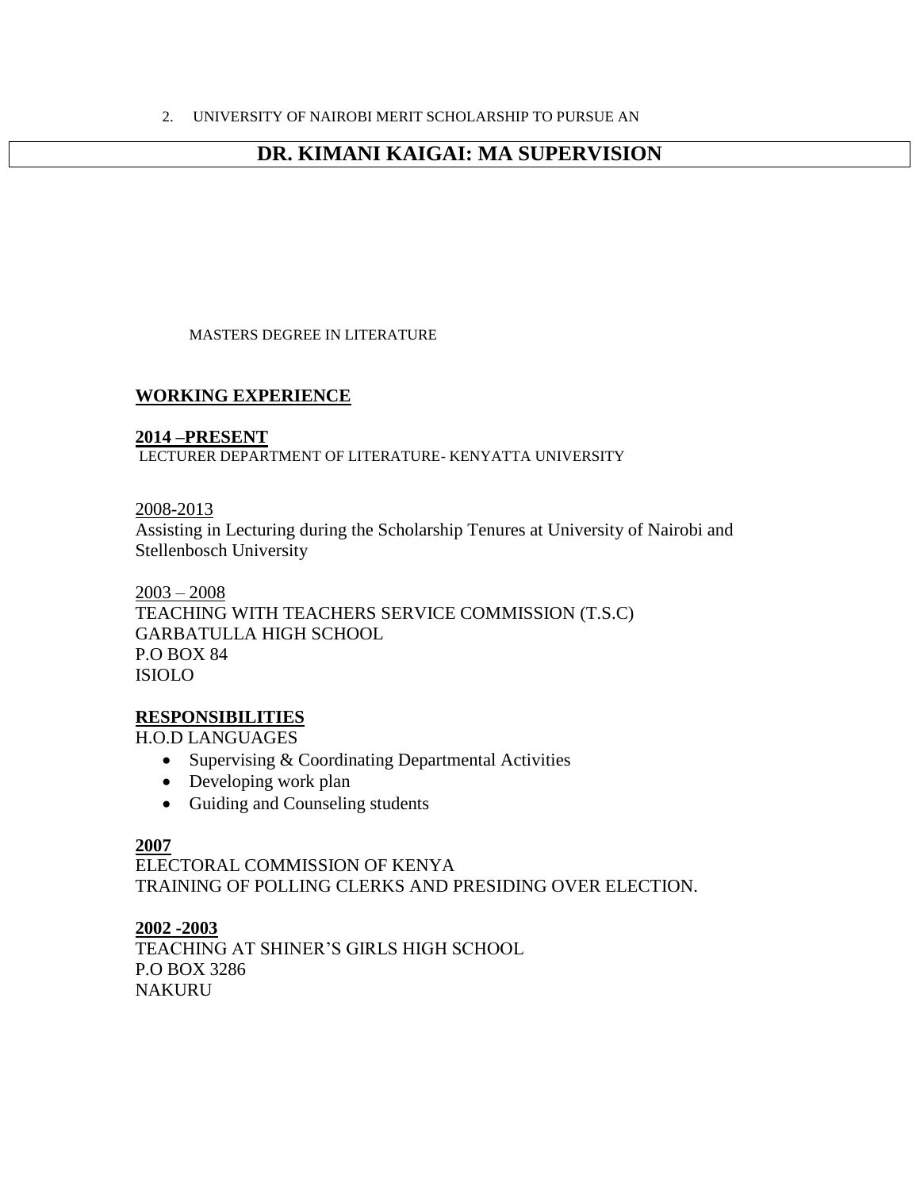2. UNIVERSITY OF NAIROBI MERIT SCHOLARSHIP TO PURSUE AN

MASTERS DEGREE IN LITERATURE

## WORKING EXPERIENCE

**2014 –PRESENT**

LECTURER DEPARTMENT OF LITERATURE- KENYATTA UNIVERSITY

2008-2013

Assisting in Lecturing during the Scholarship Tenures at University of Nairobi and Stellenbosch University

2003 – 2008

TEACHING WITH TEACHERS SERVICE COMMISSION (T.S.C)
GARBATULLA HIGH SCHOOL
P.O BOX 84
ISIOLO

**RESPONSIBILITIES**

H.O.D LANGUAGES

- Supervising & Coordinating Departmental Activities
- Developing work plan
- Guiding and Counseling students

**2007**

ELECTORAL COMMISSION OF KENYA
TRAINING OF POLLING CLERKS AND PRESIDING OVER ELECTION.

**2002 -2003**

TEACHING AT SHINER'S GIRLS HIGH SCHOOL
P.O BOX 3286
NAKURU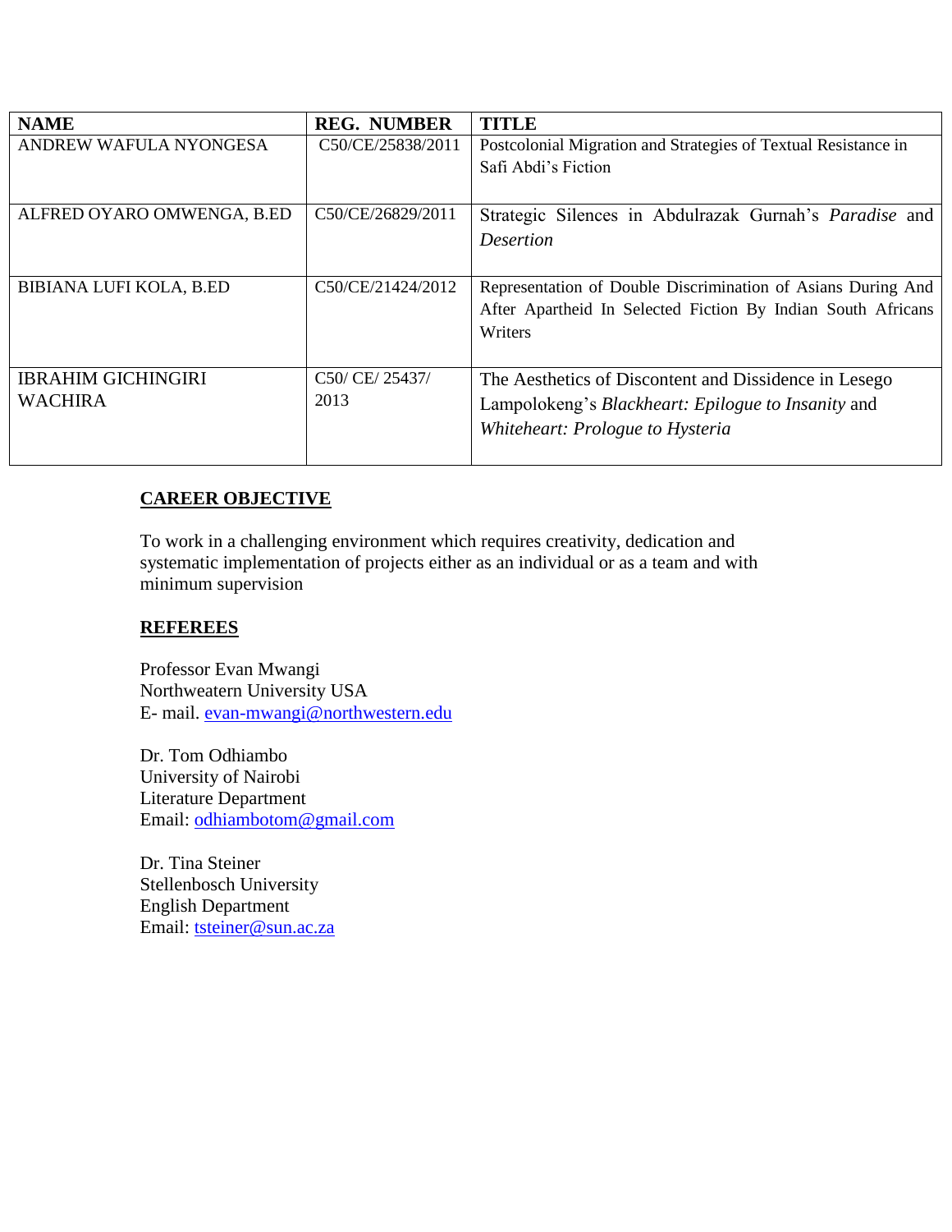| NAME | REG. NUMBER | TITLE |
|---|---|---|
| ANDREW WAFULA NYONGESA | C50/CE/25838/2011 | Postcolonial Migration and Strategies of Textual Resistance in Safi Abdi's Fiction |
| ALFRED OYARO OMWENGA, B.ED | C50/CE/26829/2011 | Strategic Silences in Abdulrazak Gurnah's *Paradise* and *Desertion* |
| BIBIANA LUFI KOLA, B.ED | C50/CE/21424/2012 | Representation of Double Discrimination of Asians During And After Apartheid In Selected Fiction By Indian South Africans Writers |
| IBRAHIM GICHINGIRI WACHIRA | C50/ CE/ 25437/ 2013 | The Aesthetics of Discontent and Dissidence in Lesego Lampolokeng's *Blackheart: Epilogue to Insanity* and *Whiteheart: Prologue to Hysteria* |

## CAREER OBJECTIVE

To work in a challenging environment which requires creativity, dedication and systematic implementation of projects either as an individual or as a team and with minimum supervision

## REFEREES

Professor Evan Mwangi
Northweatern University USA
E- mail. evan-mwangi@northwestern.edu

Dr. Tom Odhiambo
University of Nairobi
Literature Department
Email: odhiambotom@gmail.com

Dr. Tina Steiner
Stellenbosch University
English Department
Email: tsteiner@sun.ac.za